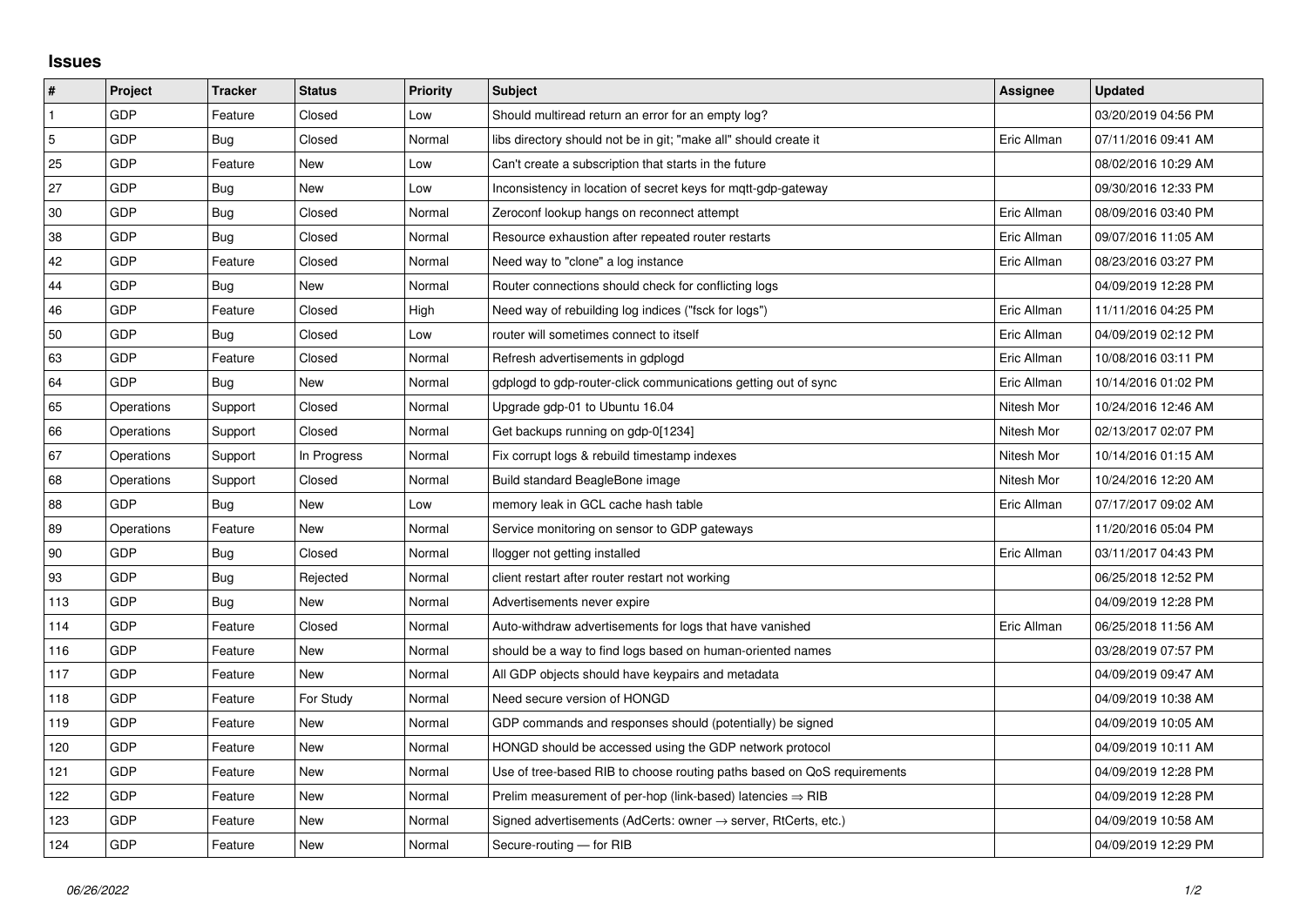## Issues

| # | Project | Tracker | Status | Priority | Subject | Assignee | Updated |
|---|---|---|---|---|---|---|---|
| 1 | GDP | Feature | Closed | Low | Should multiread return an error for an empty log? | | 03/20/2019 04:56 PM |
| 5 | GDP | Bug | Closed | Normal | libs directory should not be in git; "make all" should create it | Eric Allman | 07/11/2016 09:41 AM |
| 25 | GDP | Feature | New | Low | Can't create a subscription that starts in the future | | 08/02/2016 10:29 AM |
| 27 | GDP | Bug | New | Low | Inconsistency in location of secret keys for mqtt-gdp-gateway | | 09/30/2016 12:33 PM |
| 30 | GDP | Bug | Closed | Normal | Zeroconf lookup hangs on reconnect attempt | Eric Allman | 08/09/2016 03:40 PM |
| 38 | GDP | Bug | Closed | Normal | Resource exhaustion after repeated router restarts | Eric Allman | 09/07/2016 11:05 AM |
| 42 | GDP | Feature | Closed | Normal | Need way to "clone" a log instance | Eric Allman | 08/23/2016 03:27 PM |
| 44 | GDP | Bug | New | Normal | Router connections should check for conflicting logs | | 04/09/2019 12:28 PM |
| 46 | GDP | Feature | Closed | High | Need way of rebuilding log indices ("fsck for logs") | Eric Allman | 11/11/2016 04:25 PM |
| 50 | GDP | Bug | Closed | Low | router will sometimes connect to itself | Eric Allman | 04/09/2019 02:12 PM |
| 63 | GDP | Feature | Closed | Normal | Refresh advertisements in gdplogd | Eric Allman | 10/08/2016 03:11 PM |
| 64 | GDP | Bug | New | Normal | gdplogd to gdp-router-click communications getting out of sync | Eric Allman | 10/14/2016 01:02 PM |
| 65 | Operations | Support | Closed | Normal | Upgrade gdp-01 to Ubuntu 16.04 | Nitesh Mor | 10/24/2016 12:46 AM |
| 66 | Operations | Support | Closed | Normal | Get backups running on gdp-0[1234] | Nitesh Mor | 02/13/2017 02:07 PM |
| 67 | Operations | Support | In Progress | Normal | Fix corrupt logs & rebuild timestamp indexes | Nitesh Mor | 10/14/2016 01:15 AM |
| 68 | Operations | Support | Closed | Normal | Build standard BeagleBone image | Nitesh Mor | 10/24/2016 12:20 AM |
| 88 | GDP | Bug | New | Low | memory leak in GCL cache hash table | Eric Allman | 07/17/2017 09:02 AM |
| 89 | Operations | Feature | New | Normal | Service monitoring on sensor to GDP gateways | | 11/20/2016 05:04 PM |
| 90 | GDP | Bug | Closed | Normal | llogger not getting installed | Eric Allman | 03/11/2017 04:43 PM |
| 93 | GDP | Bug | Rejected | Normal | client restart after router restart not working | | 06/25/2018 12:52 PM |
| 113 | GDP | Bug | New | Normal | Advertisements never expire | | 04/09/2019 12:28 PM |
| 114 | GDP | Feature | Closed | Normal | Auto-withdraw advertisements for logs that have vanished | Eric Allman | 06/25/2018 11:56 AM |
| 116 | GDP | Feature | New | Normal | should be a way to find logs based on human-oriented names | | 03/28/2019 07:57 PM |
| 117 | GDP | Feature | New | Normal | All GDP objects should have keypairs and metadata | | 04/09/2019 09:47 AM |
| 118 | GDP | Feature | For Study | Normal | Need secure version of HONGD | | 04/09/2019 10:38 AM |
| 119 | GDP | Feature | New | Normal | GDP commands and responses should (potentially) be signed | | 04/09/2019 10:05 AM |
| 120 | GDP | Feature | New | Normal | HONGD should be accessed using the GDP network protocol | | 04/09/2019 10:11 AM |
| 121 | GDP | Feature | New | Normal | Use of tree-based RIB to choose routing paths based on QoS requirements | | 04/09/2019 12:28 PM |
| 122 | GDP | Feature | New | Normal | Prelim measurement of per-hop (link-based) latencies ⇒ RIB | | 04/09/2019 12:28 PM |
| 123 | GDP | Feature | New | Normal | Signed advertisements (AdCerts: owner → server, RtCerts, etc.) | | 04/09/2019 10:58 AM |
| 124 | GDP | Feature | New | Normal | Secure-routing — for RIB | | 04/09/2019 12:29 PM |

*06/26/2022*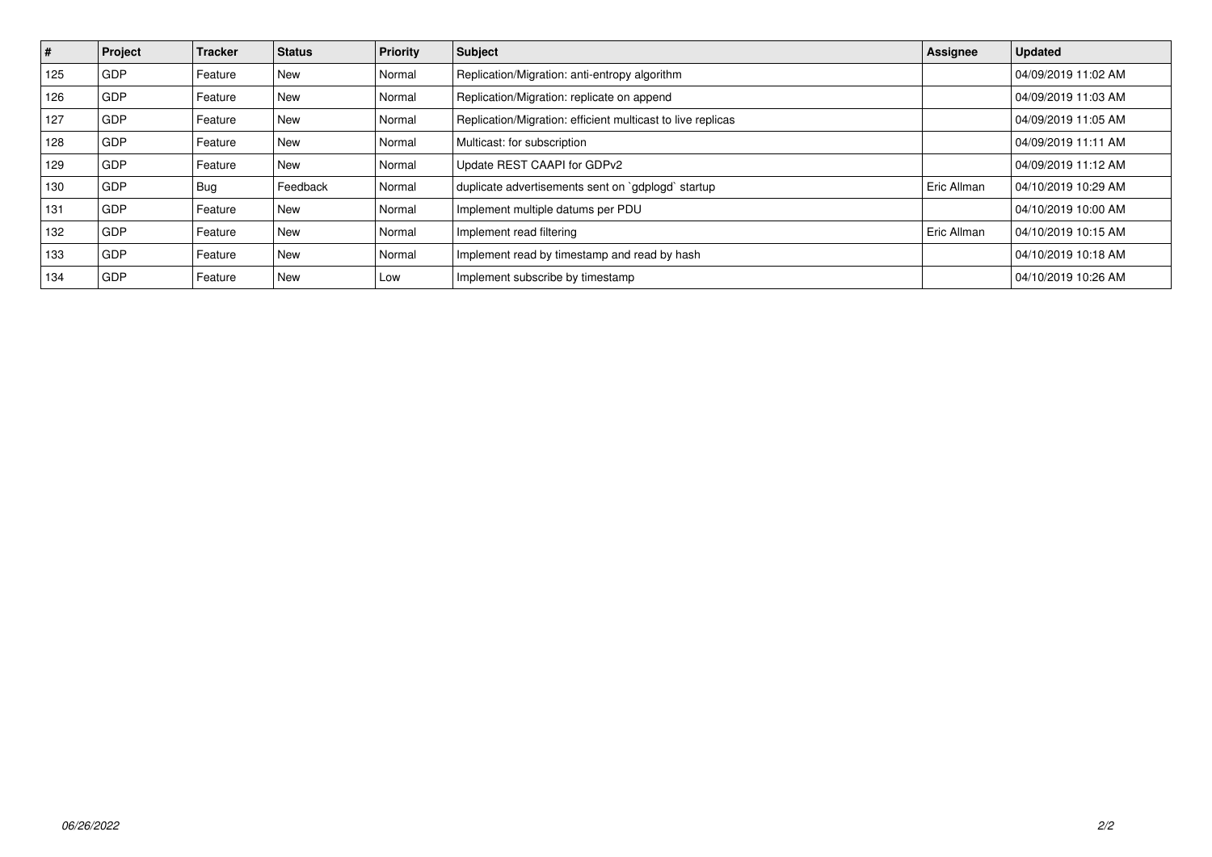| # | Project | Tracker | Status | Priority | Subject | Assignee | Updated |
|---|---|---|---|---|---|---|---|
| 125 | GDP | Feature | New | Normal | Replication/Migration: anti-entropy algorithm | | 04/09/2019 11:02 AM |
| 126 | GDP | Feature | New | Normal | Replication/Migration: replicate on append | | 04/09/2019 11:03 AM |
| 127 | GDP | Feature | New | Normal | Replication/Migration: efficient multicast to live replicas | | 04/09/2019 11:05 AM |
| 128 | GDP | Feature | New | Normal | Multicast: for subscription | | 04/09/2019 11:11 AM |
| 129 | GDP | Feature | New | Normal | Update REST CAAPI for GDPv2 | | 04/09/2019 11:12 AM |
| 130 | GDP | Bug | Feedback | Normal | duplicate advertisements sent on `gdplogd` startup | Eric Allman | 04/10/2019 10:29 AM |
| 131 | GDP | Feature | New | Normal | Implement multiple datums per PDU | | 04/10/2019 10:00 AM |
| 132 | GDP | Feature | New | Normal | Implement read filtering | Eric Allman | 04/10/2019 10:15 AM |
| 133 | GDP | Feature | New | Normal | Implement read by timestamp and read by hash | | 04/10/2019 10:18 AM |
| 134 | GDP | Feature | New | Low | Implement subscribe by timestamp | | 04/10/2019 10:26 AM |